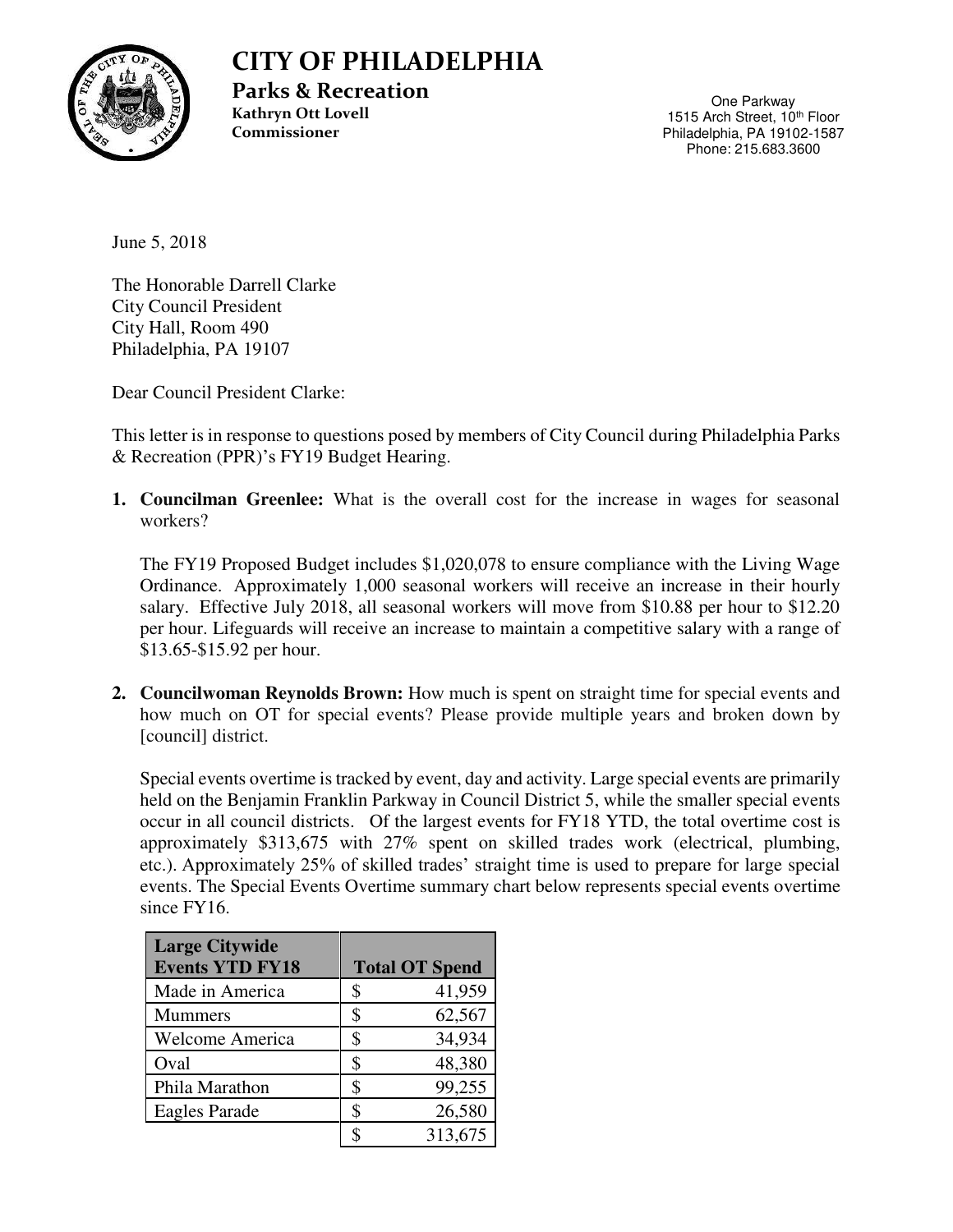# CITY OF PHILADELPHIA

## Parks & Recreation

**Kathryn Ott Lovell**
**Commissioner**

One Parkway
1515 Arch Street, 10th Floor
Philadelphia, PA 19102-1587
Phone: 215.683.3600

June 5, 2018

The Honorable Darrell Clarke
City Council President
City Hall, Room 490
Philadelphia, PA 19107

Dear Council President Clarke:

This letter is in response to questions posed by members of City Council during Philadelphia Parks & Recreation (PPR)'s FY19 Budget Hearing.

1. **Councilman Greenlee:** What is the overall cost for the increase in wages for seasonal workers?

   The FY19 Proposed Budget includes $1,020,078 to ensure compliance with the Living Wage Ordinance. Approximately 1,000 seasonal workers will receive an increase in their hourly salary. Effective July 2018, all seasonal workers will move from $10.88 per hour to $12.20 per hour. Lifeguards will receive an increase to maintain a competitive salary with a range of $13.65-$15.92 per hour.

2. **Councilwoman Reynolds Brown:** How much is spent on straight time for special events and how much on OT for special events? Please provide multiple years and broken down by [council] district.

   Special events overtime is tracked by event, day and activity. Large special events are primarily held on the Benjamin Franklin Parkway in Council District 5, while the smaller special events occur in all council districts. Of the largest events for FY18 YTD, the total overtime cost is approximately $313,675 with 27% spent on skilled trades work (electrical, plumbing, etc.). Approximately 25% of skilled trades' straight time is used to prepare for large special events. The Special Events Overtime summary chart below represents special events overtime since FY16.

| Large Citywide Events YTD FY18 | Total OT Spend |
|---|---|
| Made in America | $ 41,959 |
| Mummers | $ 62,567 |
| Welcome America | $ 34,934 |
| Oval | $ 48,380 |
| Phila Marathon | $ 99,255 |
| Eagles Parade | $ 26,580 |
| | $ 313,675 |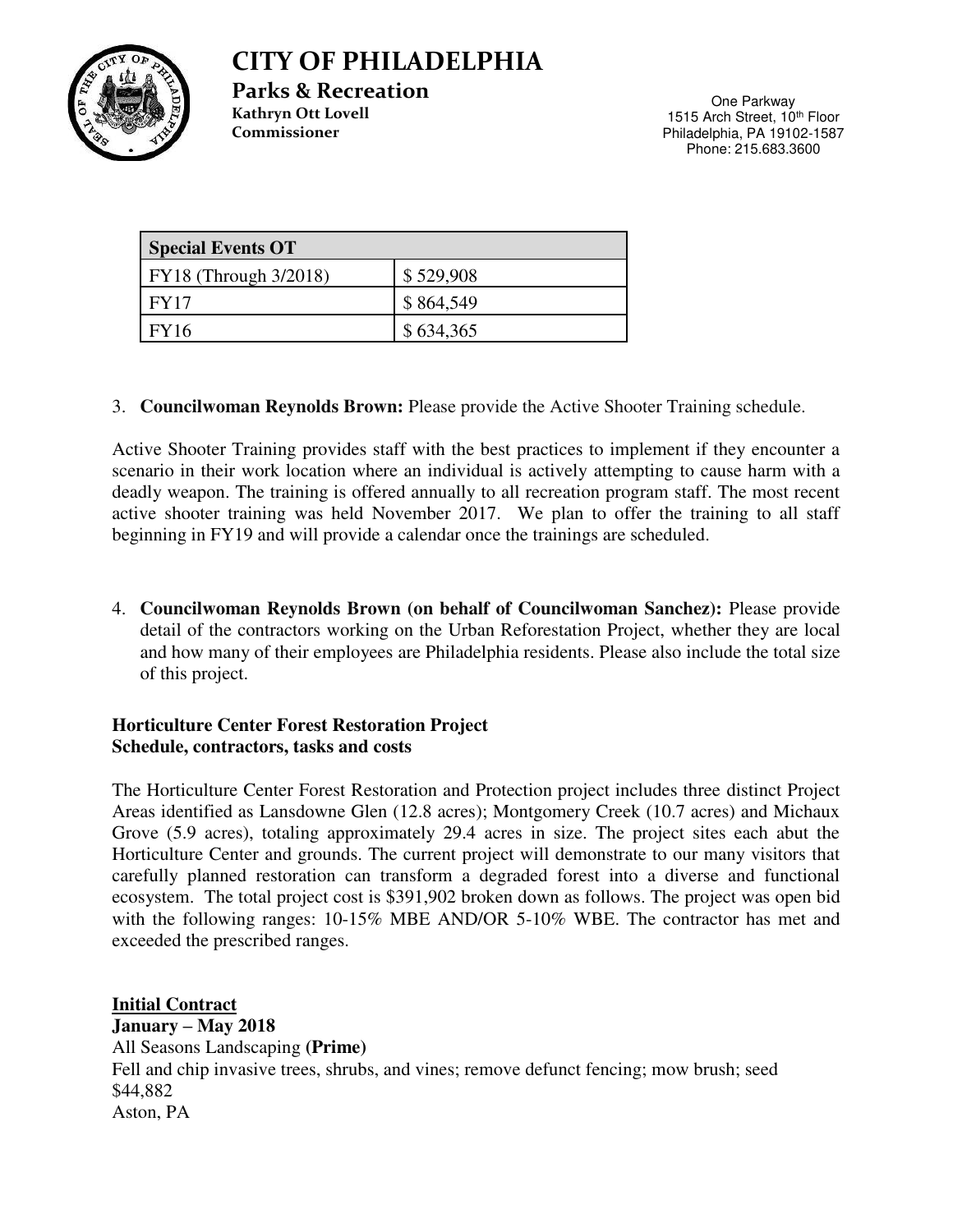# CITY OF PHILADELPHIA

**Parks & Recreation**
**Kathryn Ott Lovell**
**Commissioner**

One Parkway
1515 Arch Street, 10th Floor
Philadelphia, PA 19102-1587
Phone: 215.683.3600

| Special Events OT | |
|---|---|
| FY18 (Through 3/2018) | $ 529,908 |
| FY17 | $ 864,549 |
| FY16 | $ 634,365 |

3. **Councilwoman Reynolds Brown:** Please provide the Active Shooter Training schedule.

Active Shooter Training provides staff with the best practices to implement if they encounter a scenario in their work location where an individual is actively attempting to cause harm with a deadly weapon. The training is offered annually to all recreation program staff. The most recent active shooter training was held November 2017. We plan to offer the training to all staff beginning in FY19 and will provide a calendar once the trainings are scheduled.

4. **Councilwoman Reynolds Brown (on behalf of Councilwoman Sanchez):** Please provide detail of the contractors working on the Urban Reforestation Project, whether they are local and how many of their employees are Philadelphia residents. Please also include the total size of this project.

**Horticulture Center Forest Restoration Project**
**Schedule, contractors, tasks and costs**

The Horticulture Center Forest Restoration and Protection project includes three distinct Project Areas identified as Lansdowne Glen (12.8 acres); Montgomery Creek (10.7 acres) and Michaux Grove (5.9 acres), totaling approximately 29.4 acres in size. The project sites each abut the Horticulture Center and grounds. The current project will demonstrate to our many visitors that carefully planned restoration can transform a degraded forest into a diverse and functional ecosystem. The total project cost is $391,902 broken down as follows. The project was open bid with the following ranges: 10-15% MBE AND/OR 5-10% WBE. The contractor has met and exceeded the prescribed ranges.

**Initial Contract**
**January – May 2018**
All Seasons Landscaping **(Prime)**
Fell and chip invasive trees, shrubs, and vines; remove defunct fencing; mow brush; seed
$44,882
Aston, PA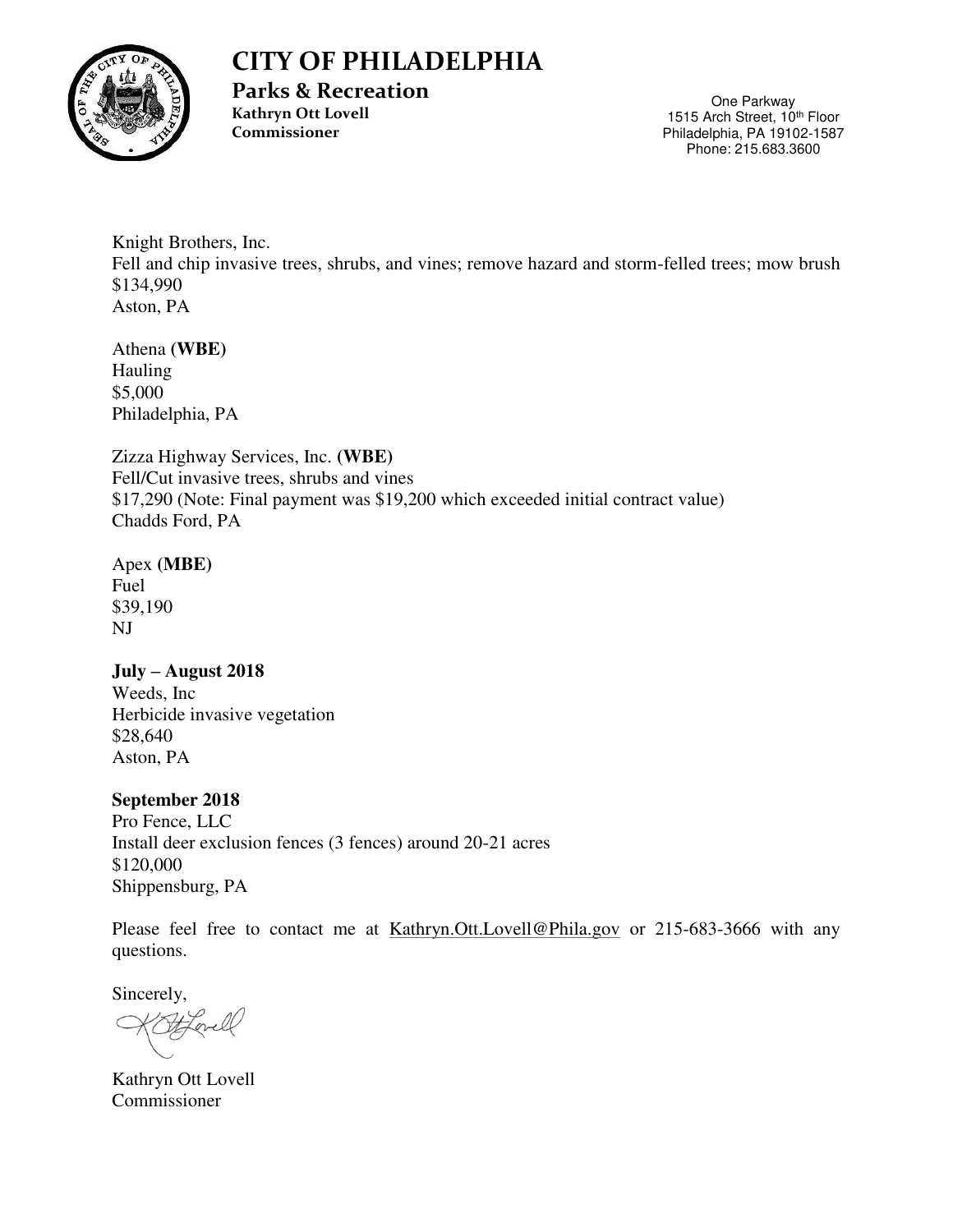# CITY OF PHILADELPHIA

**Parks & Recreation**
**Kathryn Ott Lovell**
**Commissioner**

One Parkway
1515 Arch Street, 10th Floor
Philadelphia, PA 19102-1587
Phone: 215.683.3600

Knight Brothers, Inc.
Fell and chip invasive trees, shrubs, and vines; remove hazard and storm-felled trees; mow brush
$134,990
Aston, PA

Athena **(WBE)**
Hauling
$5,000
Philadelphia, PA

Zizza Highway Services, Inc. **(WBE)**
Fell/Cut invasive trees, shrubs and vines
$17,290 (Note: Final payment was $19,200 which exceeded initial contract value)
Chadds Ford, PA

Apex **(MBE)**
Fuel
$39,190
NJ

**July – August 2018**
Weeds, Inc
Herbicide invasive vegetation
$28,640
Aston, PA

**September 2018**
Pro Fence, LLC
Install deer exclusion fences (3 fences) around 20-21 acres
$120,000
Shippensburg, PA

Please feel free to contact me at Kathryn.Ott.Lovell@Phila.gov or 215-683-3666 with any questions.

Sincerely,

Kathryn Ott Lovell
Commissioner